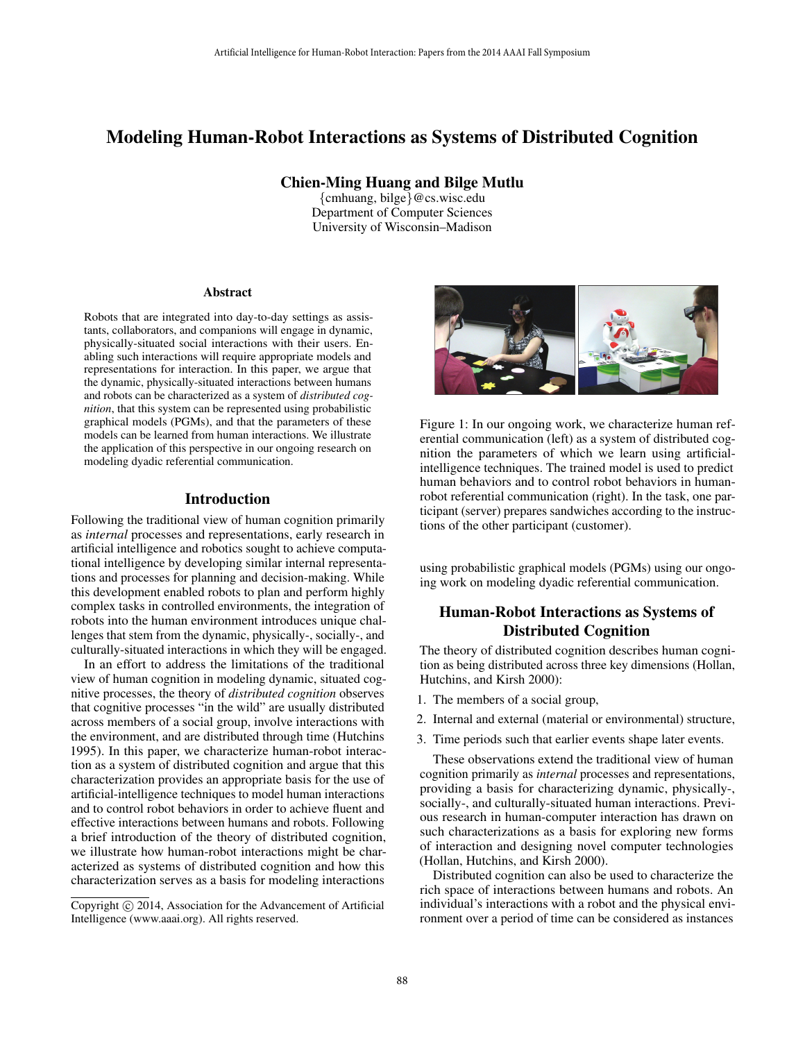# Modeling Human-Robot Interactions as Systems of Distributed Cognition

**Chien-Ming Huang and Bilge Mutlu**

{cmhuang, bilge}@cs.wisc.edu
Department of Computer Sciences
University of Wisconsin–Madison

## Abstract

Robots that are integrated into day-to-day settings as assistants, collaborators, and companions will engage in dynamic, physically-situated social interactions with their users. Enabling such interactions will require appropriate models and representations for interaction. In this paper, we argue that the dynamic, physically-situated interactions between humans and robots can be characterized as a system of *distributed cognition*, that this system can be represented using probabilistic graphical models (PGMs), and that the parameters of these models can be learned from human interactions. We illustrate the application of this perspective in our ongoing research on modeling dyadic referential communication.

## Introduction

Following the traditional view of human cognition primarily as *internal* processes and representations, early research in artificial intelligence and robotics sought to achieve computational intelligence by developing similar internal representations and processes for planning and decision-making. While this development enabled robots to plan and perform highly complex tasks in controlled environments, the integration of robots into the human environment introduces unique challenges that stem from the dynamic, physically-, socially-, and culturally-situated interactions in which they will be engaged.

In an effort to address the limitations of the traditional view of human cognition in modeling dynamic, situated cognitive processes, the theory of *distributed cognition* observes that cognitive processes "in the wild" are usually distributed across members of a social group, involve interactions with the environment, and are distributed through time (Hutchins 1995). In this paper, we characterize human-robot interaction as a system of distributed cognition and argue that this characterization provides an appropriate basis for the use of artificial-intelligence techniques to model human interactions and to control robot behaviors in order to achieve fluent and effective interactions between humans and robots. Following a brief introduction of the theory of distributed cognition, we illustrate how human-robot interactions might be characterized as systems of distributed cognition and how this characterization serves as a basis for modeling interactions using probabilistic graphical models (PGMs) using our ongoing work on modeling dyadic referential communication.

Figure 1: In our ongoing work, we characterize human referential communication (left) as a system of distributed cognition the parameters of which we learn using artificial-intelligence techniques. The trained model is used to predict human behaviors and to control robot behaviors in human-robot referential communication (right). In the task, one participant (server) prepares sandwiches according to the instructions of the other participant (customer).

## Human-Robot Interactions as Systems of Distributed Cognition

The theory of distributed cognition describes human cognition as being distributed across three key dimensions (Hollan, Hutchins, and Kirsh 2000):

1. The members of a social group,
2. Internal and external (material or environmental) structure,
3. Time periods such that earlier events shape later events.

These observations extend the traditional view of human cognition primarily as *internal* processes and representations, providing a basis for characterizing dynamic, physically-, socially-, and culturally-situated human interactions. Previous research in human-computer interaction has drawn on such characterizations as a basis for exploring new forms of interaction and designing novel computer technologies (Hollan, Hutchins, and Kirsh 2000).

Distributed cognition can also be used to characterize the rich space of interactions between humans and robots. An individual's interactions with a robot and the physical environment over a period of time can be considered as instances

Copyright © 2014, Association for the Advancement of Artificial Intelligence (www.aaai.org). All rights reserved.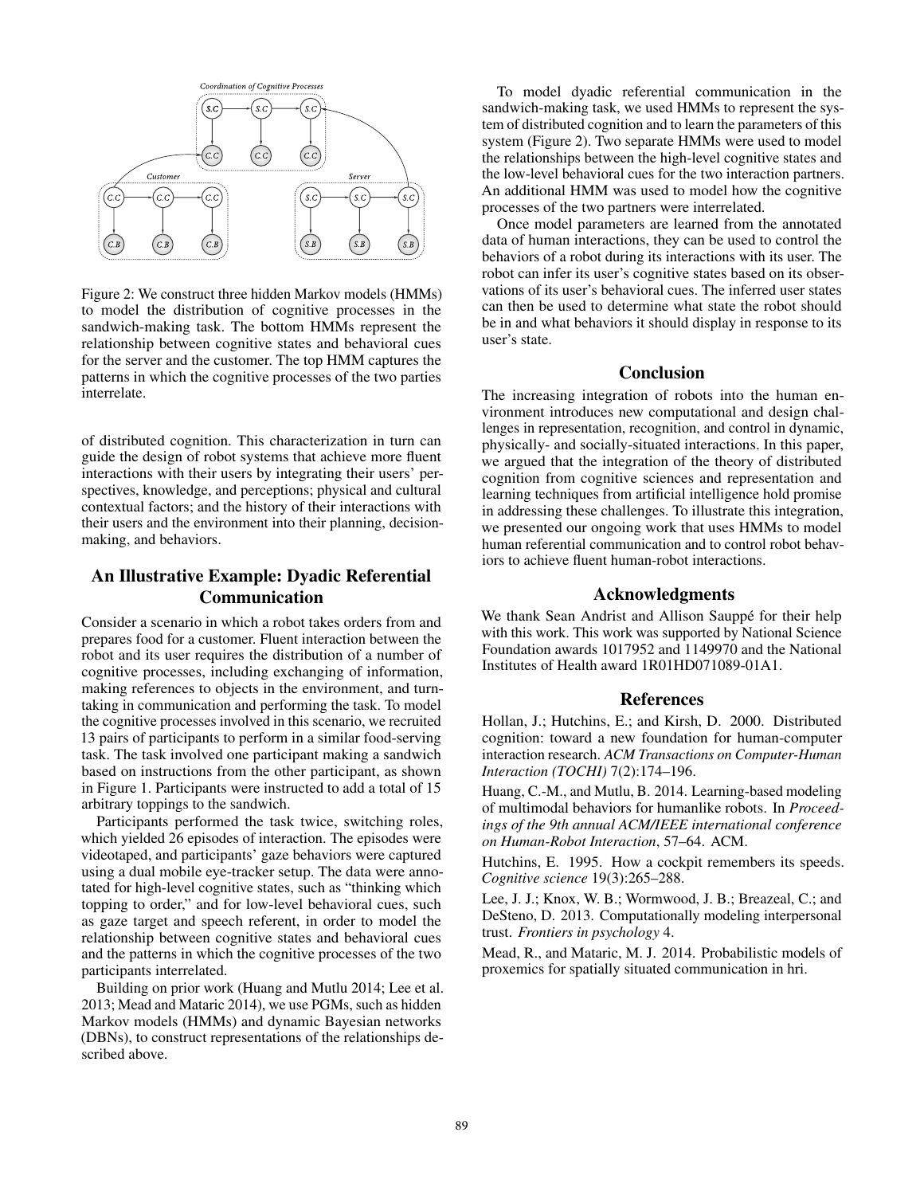Coordination of Cognitive Processes

S.C S.C S.C

C.C C.C C.C

Customer

C.C C.C C.C

C.B C.B C.B

Server

S.C S.C S.C

S.B S.B S.B

Figure 2: We construct three hidden Markov models (HMMs) to model the distribution of cognitive processes in the sandwich-making task. The bottom HMMs represent the relationship between cognitive states and behavioral cues for the server and the customer. The top HMM captures the patterns in which the cognitive processes of the two parties interrelate.

of distributed cognition. This characterization in turn can guide the design of robot systems that achieve more fluent interactions with their users by integrating their users' perspectives, knowledge, and perceptions; physical and cultural contextual factors; and the history of their interactions with their users and the environment into their planning, decision-making, and behaviors.

## An Illustrative Example: Dyadic Referential Communication

Consider a scenario in which a robot takes orders from and prepares food for a customer. Fluent interaction between the robot and its user requires the distribution of a number of cognitive processes, including exchanging of information, making references to objects in the environment, and turn-taking in communication and performing the task. To model the cognitive processes involved in this scenario, we recruited 13 pairs of participants to perform in a similar food-serving task. The task involved one participant making a sandwich based on instructions from the other participant, as shown in Figure 1. Participants were instructed to add a total of 15 arbitrary toppings to the sandwich.

Participants performed the task twice, switching roles, which yielded 26 episodes of interaction. The episodes were videotaped, and participants' gaze behaviors were captured using a dual mobile eye-tracker setup. The data were annotated for high-level cognitive states, such as "thinking which topping to order," and for low-level behavioral cues, such as gaze target and speech referent, in order to model the relationship between cognitive states and behavioral cues and the patterns in which the cognitive processes of the two participants interrelated.

Building on prior work (Huang and Mutlu 2014; Lee et al. 2013; Mead and Mataric 2014), we use PGMs, such as hidden Markov models (HMMs) and dynamic Bayesian networks (DBNs), to construct representations of the relationships described above.

To model dyadic referential communication in the sandwich-making task, we used HMMs to represent the system of distributed cognition and to learn the parameters of this system (Figure 2). Two separate HMMs were used to model the relationships between the high-level cognitive states and the low-level behavioral cues for the two interaction partners. An additional HMM was used to model how the cognitive processes of the two partners were interrelated.

Once model parameters are learned from the annotated data of human interactions, they can be used to control the behaviors of a robot during its interactions with its user. The robot can infer its user's cognitive states based on its observations of its user's behavioral cues. The inferred user states can then be used to determine what state the robot should be in and what behaviors it should display in response to its user's state.

## Conclusion

The increasing integration of robots into the human environment introduces new computational and design challenges in representation, recognition, and control in dynamic, physically- and socially-situated interactions. In this paper, we argued that the integration of the theory of distributed cognition from cognitive sciences and representation and learning techniques from artificial intelligence hold promise in addressing these challenges. To illustrate this integration, we presented our ongoing work that uses HMMs to model human referential communication and to control robot behaviors to achieve fluent human-robot interactions.

## Acknowledgments

We thank Sean Andrist and Allison Sauppé for their help with this work. This work was supported by National Science Foundation awards 1017952 and 1149970 and the National Institutes of Health award 1R01HD071089-01A1.

## References

Hollan, J.; Hutchins, E.; and Kirsh, D. 2000. Distributed cognition: toward a new foundation for human-computer interaction research. *ACM Transactions on Computer-Human Interaction (TOCHI)* 7(2):174–196.

Huang, C.-M., and Mutlu, B. 2014. Learning-based modeling of multimodal behaviors for humanlike robots. In *Proceedings of the 9th annual ACM/IEEE international conference on Human-Robot Interaction*, 57–64. ACM.

Hutchins, E. 1995. How a cockpit remembers its speeds. *Cognitive science* 19(3):265–288.

Lee, J. J.; Knox, W. B.; Wormwood, J. B.; Breazeal, C.; and DeSteno, D. 2013. Computationally modeling interpersonal trust. *Frontiers in psychology* 4.

Mead, R., and Mataric, M. J. 2014. Probabilistic models of proxemics for spatially situated communication in hri.